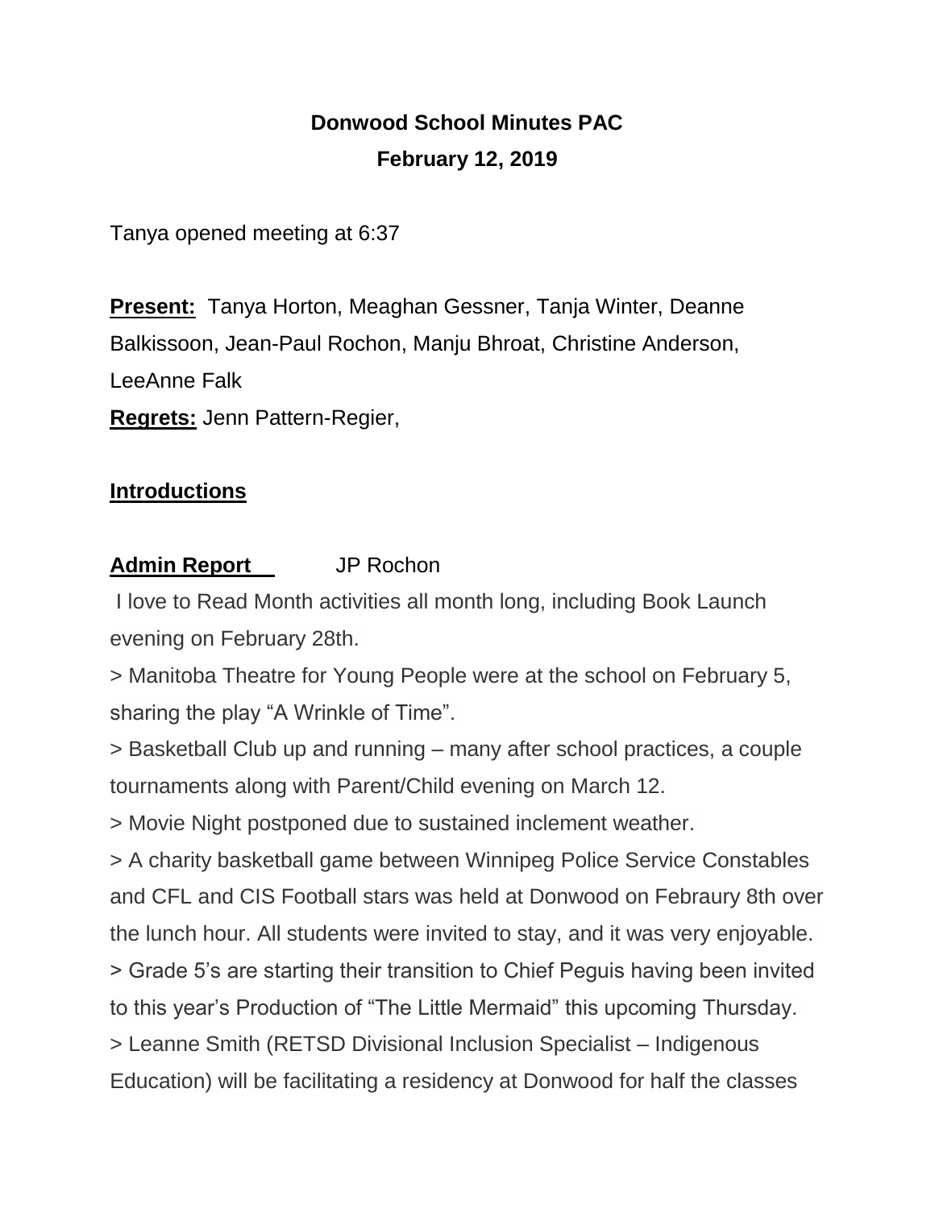# Donwood School Minutes PAC
## February 12, 2019

Tanya opened meeting at 6:37

**Present:** Tanya Horton, Meaghan Gessner, Tanja Winter, Deanne Balkissoon, Jean-Paul Rochon, Manju Bhroat, Christine Anderson, LeeAnne Falk

**Regrets:** Jenn Pattern-Regier,

**Introductions**

**Admin Report** JP Rochon

I love to Read Month activities all month long, including Book Launch evening on February 28th.

> Manitoba Theatre for Young People were at the school on February 5, sharing the play "A Wrinkle of Time".

> Basketball Club up and running – many after school practices, a couple tournaments along with Parent/Child evening on March 12.

> Movie Night postponed due to sustained inclement weather.

> A charity basketball game between Winnipeg Police Service Constables and CFL and CIS Football stars was held at Donwood on Febraury 8th over the lunch hour. All students were invited to stay, and it was very enjoyable.

> Grade 5's are starting their transition to Chief Peguis having been invited to this year's Production of "The Little Mermaid" this upcoming Thursday.

> Leanne Smith (RETSD Divisional Inclusion Specialist – Indigenous Education) will be facilitating a residency at Donwood for half the classes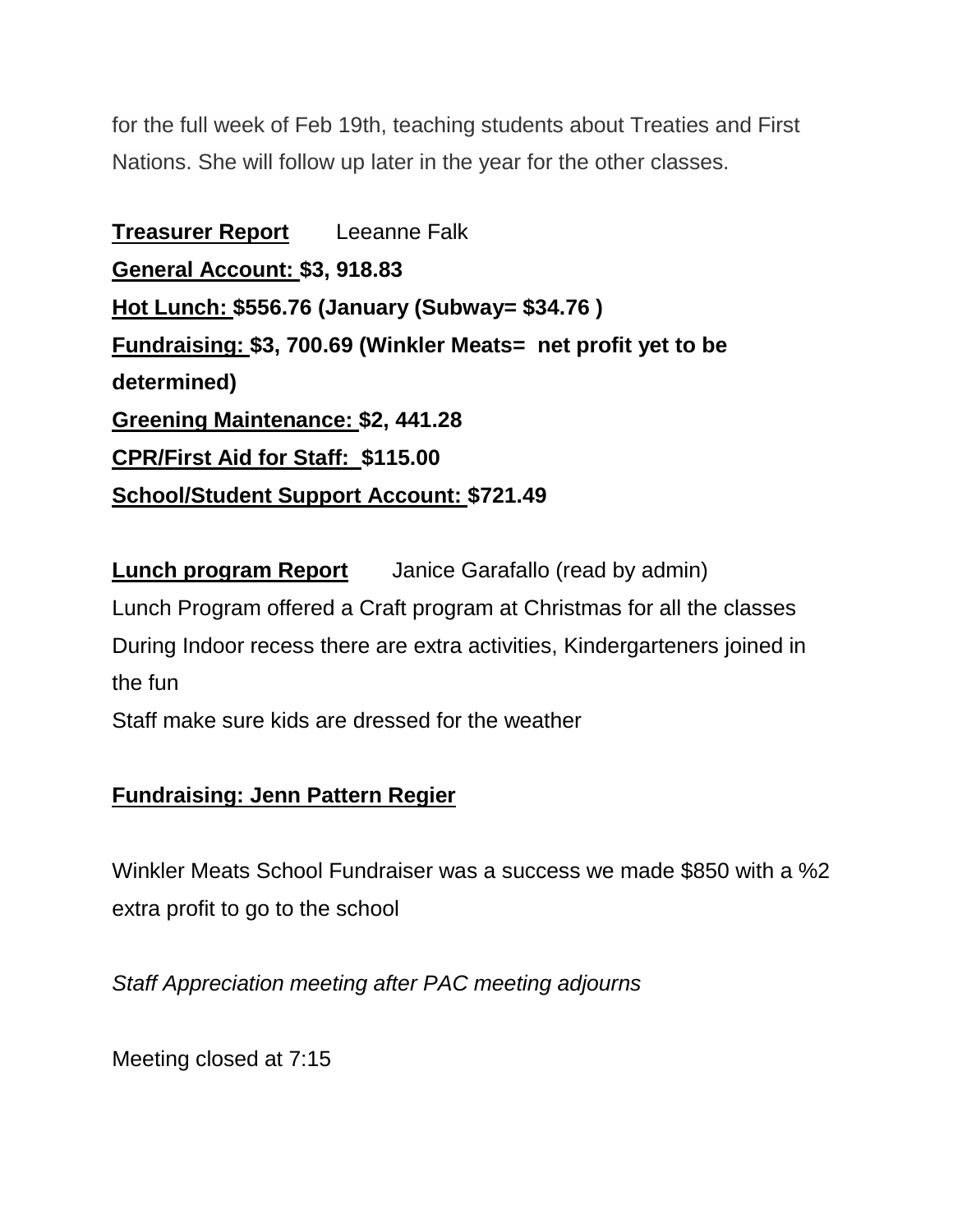for the full week of Feb 19th, teaching students about Treaties and First Nations. She will follow up later in the year for the other classes.

**<u>Treasurer Report</u>** Leeanne Falk
**<u>General Account:</u> $3, 918.83**
**<u>Hot Lunch:</u> $556.76 (January (Subway= $34.76 )**
**<u>Fundraising:</u> $3, 700.69 (Winkler Meats= net profit yet to be determined)**
**<u>Greening Maintenance:</u> $2, 441.28**
**<u>CPR/First Aid for Staff:</u> $115.00**
**<u>School/Student Support Account:</u> $721.49**

**<u>Lunch program Report</u>** Janice Garafallo (read by admin)
Lunch Program offered a Craft program at Christmas for all the classes
During Indoor recess there are extra activities, Kindergarteners joined in the fun
Staff make sure kids are dressed for the weather

**<u>Fundraising: Jenn Pattern Regier</u>**

Winkler Meats School Fundraiser was a success we made $850 with a %2 extra profit to go to the school

*Staff Appreciation meeting after PAC meeting adjourns*

Meeting closed at 7:15